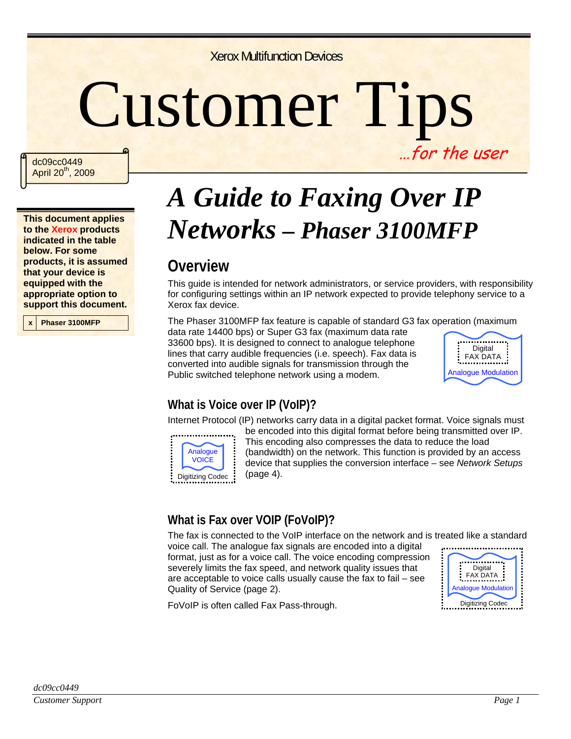Xerox Multifunction Devices

# Customer Tips

*…for the user*

dc09cc0449
April 20th, 2009

**This document applies to the Xerox products indicated in the table below. For some products, it is assumed that your device is equipped with the appropriate option to support this document.**

| x | Phaser 3100MFP |
|---|---|

# *A Guide to Faxing Over IP Networks – Phaser 3100MFP*

## Overview

This guide is intended for network administrators, or service providers, with responsibility for configuring settings within an IP network expected to provide telephony service to a Xerox fax device.

The Phaser 3100MFP fax feature is capable of standard G3 fax operation (maximum data rate 14400 bps) or Super G3 fax (maximum data rate 33600 bps). It is designed to connect to analogue telephone lines that carry audible frequencies (i.e. speech). Fax data is converted into audible signals for transmission through the Public switched telephone network using a modem.

Digital FAX DATA
Analogue Modulation

### What is Voice over IP (VoIP)?

Internet Protocol (IP) networks carry data in a digital packet format. Voice signals must be encoded into this digital format before being transmitted over IP. This encoding also compresses the data to reduce the load (bandwidth) on the network. This function is provided by an access device that supplies the conversion interface – see *Network Setups* (page 4).

Analogue VOICE
Digitizing Codec

### What is Fax over VOIP (FoVoIP)?

The fax is connected to the VoIP interface on the network and is treated like a standard voice call. The analogue fax signals are encoded into a digital format, just as for a voice call. The voice encoding compression severely limits the fax speed, and network quality issues that are acceptable to voice calls usually cause the fax to fail – see Quality of Service (page 2).

Digital FAX DATA
Analogue Modulation
Digitizing Codec

FoVoIP is often called Fax Pass-through.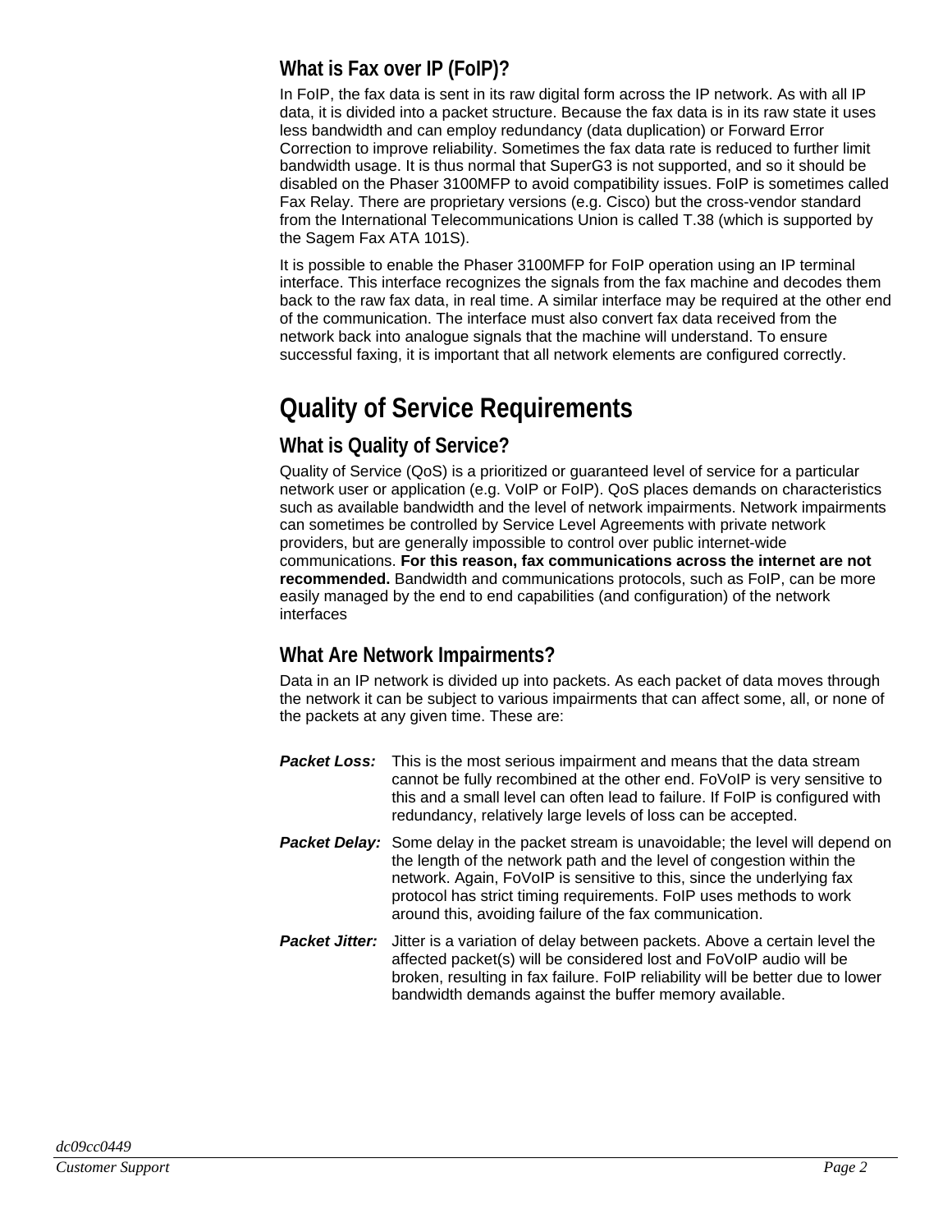### What is Fax over IP (FoIP)?

In FoIP, the fax data is sent in its raw digital form across the IP network. As with all IP data, it is divided into a packet structure. Because the fax data is in its raw state it uses less bandwidth and can employ redundancy (data duplication) or Forward Error Correction to improve reliability. Sometimes the fax data rate is reduced to further limit bandwidth usage. It is thus normal that SuperG3 is not supported, and so it should be disabled on the Phaser 3100MFP to avoid compatibility issues. FoIP is sometimes called Fax Relay. There are proprietary versions (e.g. Cisco) but the cross-vendor standard from the International Telecommunications Union is called T.38 (which is supported by the Sagem Fax ATA 101S).

It is possible to enable the Phaser 3100MFP for FoIP operation using an IP terminal interface. This interface recognizes the signals from the fax machine and decodes them back to the raw fax data, in real time. A similar interface may be required at the other end of the communication. The interface must also convert fax data received from the network back into analogue signals that the machine will understand. To ensure successful faxing, it is important that all network elements are configured correctly.

## Quality of Service Requirements

### What is Quality of Service?

Quality of Service (QoS) is a prioritized or guaranteed level of service for a particular network user or application (e.g. VoIP or FoIP). QoS places demands on characteristics such as available bandwidth and the level of network impairments. Network impairments can sometimes be controlled by Service Level Agreements with private network providers, but are generally impossible to control over public internet-wide communications. **For this reason, fax communications across the internet are not recommended.** Bandwidth and communications protocols, such as FoIP, can be more easily managed by the end to end capabilities (and configuration) of the network interfaces

### What Are Network Impairments?

Data in an IP network is divided up into packets. As each packet of data moves through the network it can be subject to various impairments that can affect some, all, or none of the packets at any given time. These are:

***Packet Loss:*** This is the most serious impairment and means that the data stream cannot be fully recombined at the other end. FoVoIP is very sensitive to this and a small level can often lead to failure. If FoIP is configured with redundancy, relatively large levels of loss can be accepted.

***Packet Delay:*** Some delay in the packet stream is unavoidable; the level will depend on the length of the network path and the level of congestion within the network. Again, FoVoIP is sensitive to this, since the underlying fax protocol has strict timing requirements. FoIP uses methods to work around this, avoiding failure of the fax communication.

***Packet Jitter:*** Jitter is a variation of delay between packets. Above a certain level the affected packet(s) will be considered lost and FoVoIP audio will be broken, resulting in fax failure. FoIP reliability will be better due to lower bandwidth demands against the buffer memory available.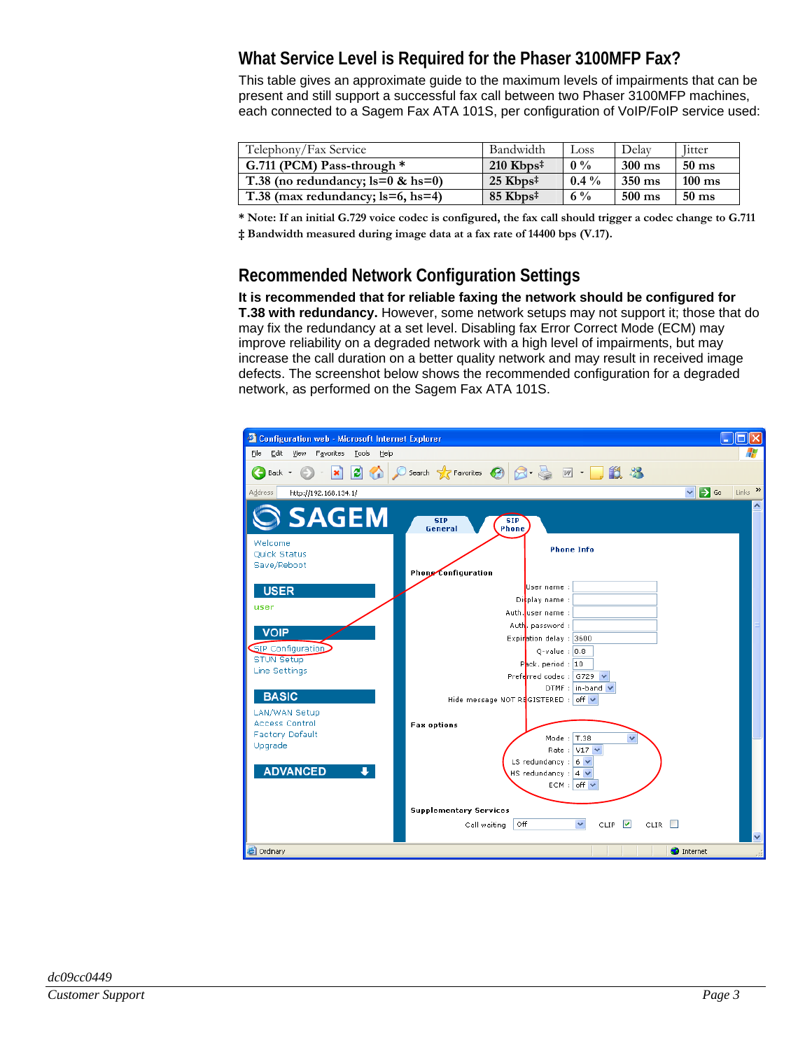## What Service Level is Required for the Phaser 3100MFP Fax?

This table gives an approximate guide to the maximum levels of impairments that can be present and still support a successful fax call between two Phaser 3100MFP machines, each connected to a Sagem Fax ATA 101S, per configuration of VoIP/FoIP service used:

| Telephony/Fax Service | Bandwidth | Loss | Delay | Jitter |
|---|---|---|---|---|
| **G.711 (PCM) Pass-through \*** | **210 Kbps‡** | **0 %** | **300 ms** | **50 ms** |
| **T.38 (no redundancy; ls=0 & hs=0)** | **25 Kbps‡** | **0.4 %** | **350 ms** | **100 ms** |
| **T.38 (max redundancy; ls=6, hs=4)** | **85 Kbps‡** | **6 %** | **500 ms** | **50 ms** |

**\* Note: If an initial G.729 voice codec is configured, the fax call should trigger a codec change to G.711**

**‡ Bandwidth measured during image data at a fax rate of 14400 bps (V.17).**

## Recommended Network Configuration Settings

**It is recommended that for reliable faxing the network should be configured for T.38 with redundancy.** However, some network setups may not support it; those that do may fix the redundancy at a set level. Disabling fax Error Correct Mode (ECM) may improve reliability on a degraded network with a high level of impairments, but may increase the call duration on a better quality network and may result in received image defects. The screenshot below shows the recommended configuration for a degraded network, as performed on the Sagem Fax ATA 101S.

dc09cc0449

*Customer Support*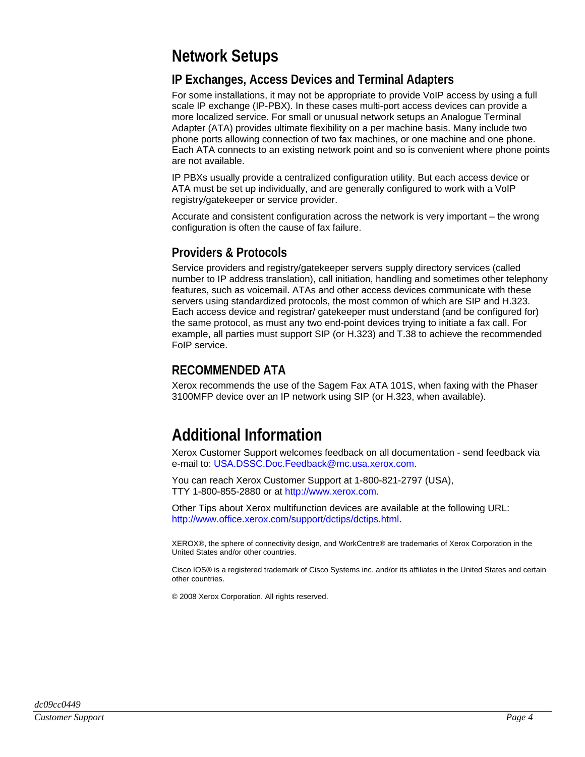# Network Setups

## IP Exchanges, Access Devices and Terminal Adapters

For some installations, it may not be appropriate to provide VoIP access by using a full scale IP exchange (IP-PBX). In these cases multi-port access devices can provide a more localized service. For small or unusual network setups an Analogue Terminal Adapter (ATA) provides ultimate flexibility on a per machine basis. Many include two phone ports allowing connection of two fax machines, or one machine and one phone. Each ATA connects to an existing network point and so is convenient where phone points are not available.

IP PBXs usually provide a centralized configuration utility. But each access device or ATA must be set up individually, and are generally configured to work with a VoIP registry/gatekeeper or service provider.

Accurate and consistent configuration across the network is very important – the wrong configuration is often the cause of fax failure.

## Providers & Protocols

Service providers and registry/gatekeeper servers supply directory services (called number to IP address translation), call initiation, handling and sometimes other telephony features, such as voicemail. ATAs and other access devices communicate with these servers using standardized protocols, the most common of which are SIP and H.323. Each access device and registrar/ gatekeeper must understand (and be configured for) the same protocol, as must any two end-point devices trying to initiate a fax call. For example, all parties must support SIP (or H.323) and T.38 to achieve the recommended FoIP service.

## RECOMMENDED ATA

Xerox recommends the use of the Sagem Fax ATA 101S, when faxing with the Phaser 3100MFP device over an IP network using SIP (or H.323, when available).

# Additional Information

Xerox Customer Support welcomes feedback on all documentation - send feedback via e-mail to: USA.DSSC.Doc.Feedback@mc.usa.xerox.com.

You can reach Xerox Customer Support at 1-800-821-2797 (USA),
TTY 1-800-855-2880 or at http://www.xerox.com.

Other Tips about Xerox multifunction devices are available at the following URL: http://www.office.xerox.com/support/dctips/dctips.html.

XEROX®, the sphere of connectivity design, and WorkCentre® are trademarks of Xerox Corporation in the United States and/or other countries.

Cisco IOS® is a registered trademark of Cisco Systems inc. and/or its affiliates in the United States and certain other countries.

© 2008 Xerox Corporation. All rights reserved.